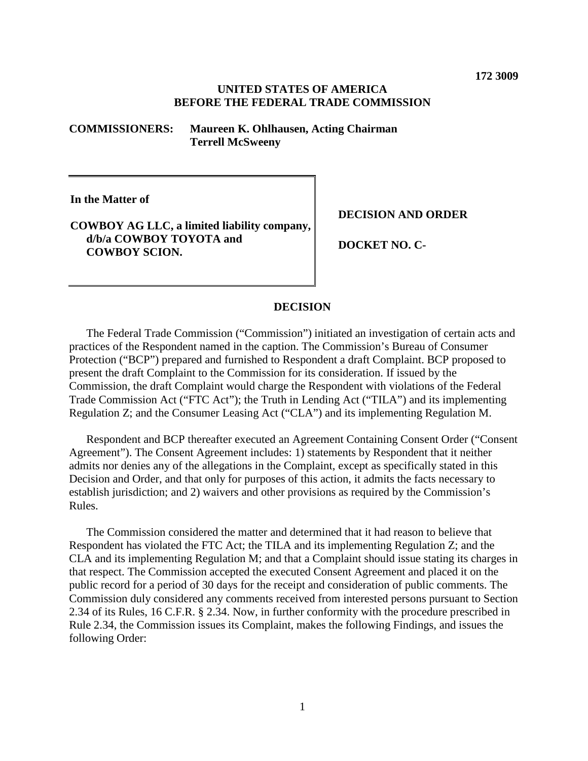**172 3009**

**UNITED STATES OF AMERICA**
**BEFORE THE FEDERAL TRADE COMMISSION**

**COMMISSIONERS:** **Maureen K. Ohlhausen, Acting Chairman**
**Terrell McSweeny**

| | |
|---|---|
| **In the Matter of**<br><br>**COWBOY AG LLC, a limited liability company, d/b/a COWBOY TOYOTA and COWBOY SCION.** | **DECISION AND ORDER**<br><br>**DOCKET NO. C-** |

## DECISION

The Federal Trade Commission ("Commission") initiated an investigation of certain acts and practices of the Respondent named in the caption. The Commission's Bureau of Consumer Protection ("BCP") prepared and furnished to Respondent a draft Complaint. BCP proposed to present the draft Complaint to the Commission for its consideration. If issued by the Commission, the draft Complaint would charge the Respondent with violations of the Federal Trade Commission Act ("FTC Act"); the Truth in Lending Act ("TILA") and its implementing Regulation Z; and the Consumer Leasing Act ("CLA") and its implementing Regulation M.

Respondent and BCP thereafter executed an Agreement Containing Consent Order ("Consent Agreement"). The Consent Agreement includes: 1) statements by Respondent that it neither admits nor denies any of the allegations in the Complaint, except as specifically stated in this Decision and Order, and that only for purposes of this action, it admits the facts necessary to establish jurisdiction; and 2) waivers and other provisions as required by the Commission's Rules.

The Commission considered the matter and determined that it had reason to believe that Respondent has violated the FTC Act; the TILA and its implementing Regulation Z; and the CLA and its implementing Regulation M; and that a Complaint should issue stating its charges in that respect. The Commission accepted the executed Consent Agreement and placed it on the public record for a period of 30 days for the receipt and consideration of public comments. The Commission duly considered any comments received from interested persons pursuant to Section 2.34 of its Rules, 16 C.F.R. § 2.34. Now, in further conformity with the procedure prescribed in Rule 2.34, the Commission issues its Complaint, makes the following Findings, and issues the following Order: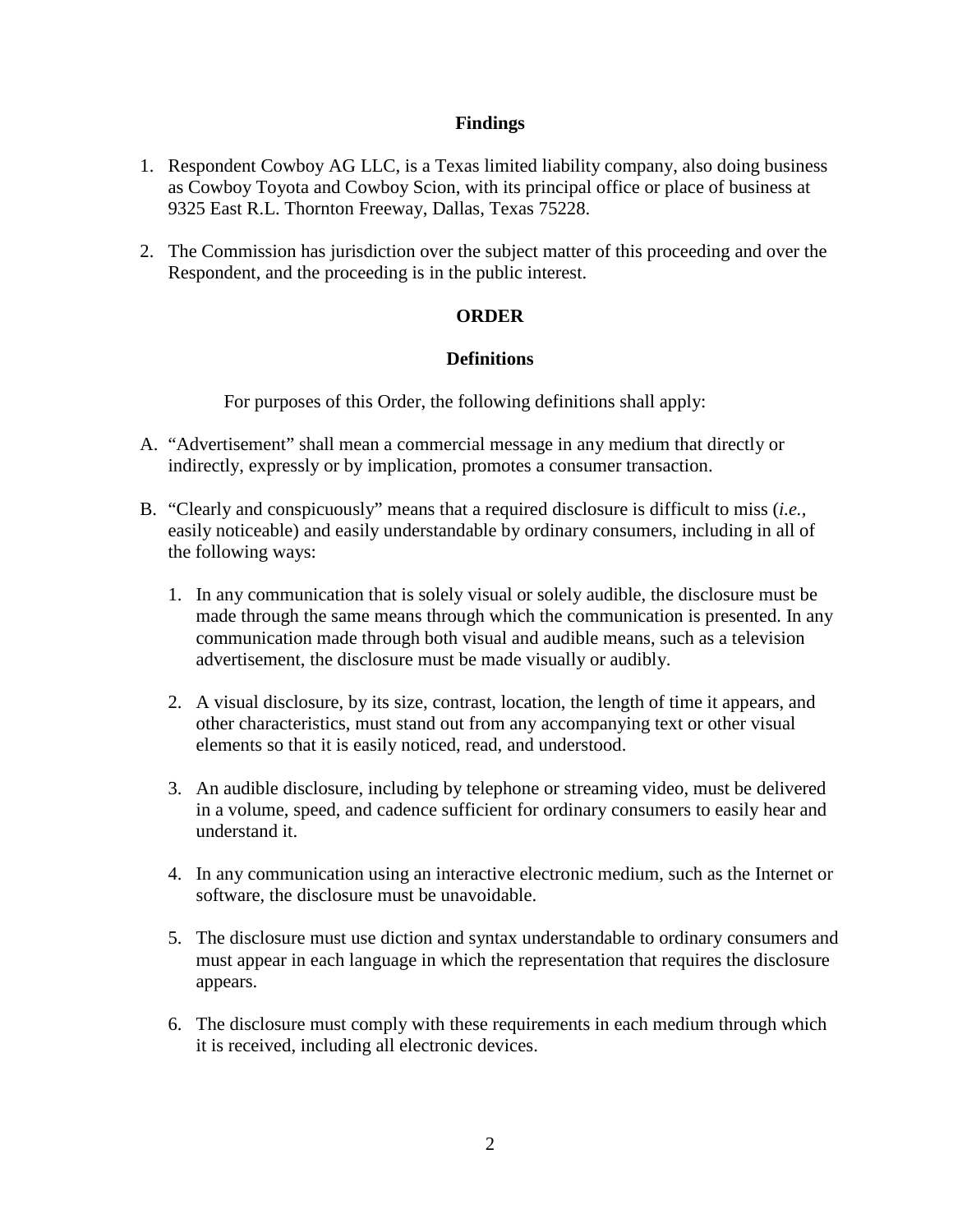## Findings

1. Respondent Cowboy AG LLC, is a Texas limited liability company, also doing business as Cowboy Toyota and Cowboy Scion, with its principal office or place of business at 9325 East R.L. Thornton Freeway, Dallas, Texas 75228.

2. The Commission has jurisdiction over the subject matter of this proceeding and over the Respondent, and the proceeding is in the public interest.

## ORDER

### Definitions

For purposes of this Order, the following definitions shall apply:

A. "Advertisement" shall mean a commercial message in any medium that directly or indirectly, expressly or by implication, promotes a consumer transaction.

B. "Clearly and conspicuously" means that a required disclosure is difficult to miss (*i.e.*, easily noticeable) and easily understandable by ordinary consumers, including in all of the following ways:

   1. In any communication that is solely visual or solely audible, the disclosure must be made through the same means through which the communication is presented. In any communication made through both visual and audible means, such as a television advertisement, the disclosure must be made visually or audibly.

   2. A visual disclosure, by its size, contrast, location, the length of time it appears, and other characteristics, must stand out from any accompanying text or other visual elements so that it is easily noticed, read, and understood.

   3. An audible disclosure, including by telephone or streaming video, must be delivered in a volume, speed, and cadence sufficient for ordinary consumers to easily hear and understand it.

   4. In any communication using an interactive electronic medium, such as the Internet or software, the disclosure must be unavoidable.

   5. The disclosure must use diction and syntax understandable to ordinary consumers and must appear in each language in which the representation that requires the disclosure appears.

   6. The disclosure must comply with these requirements in each medium through which it is received, including all electronic devices.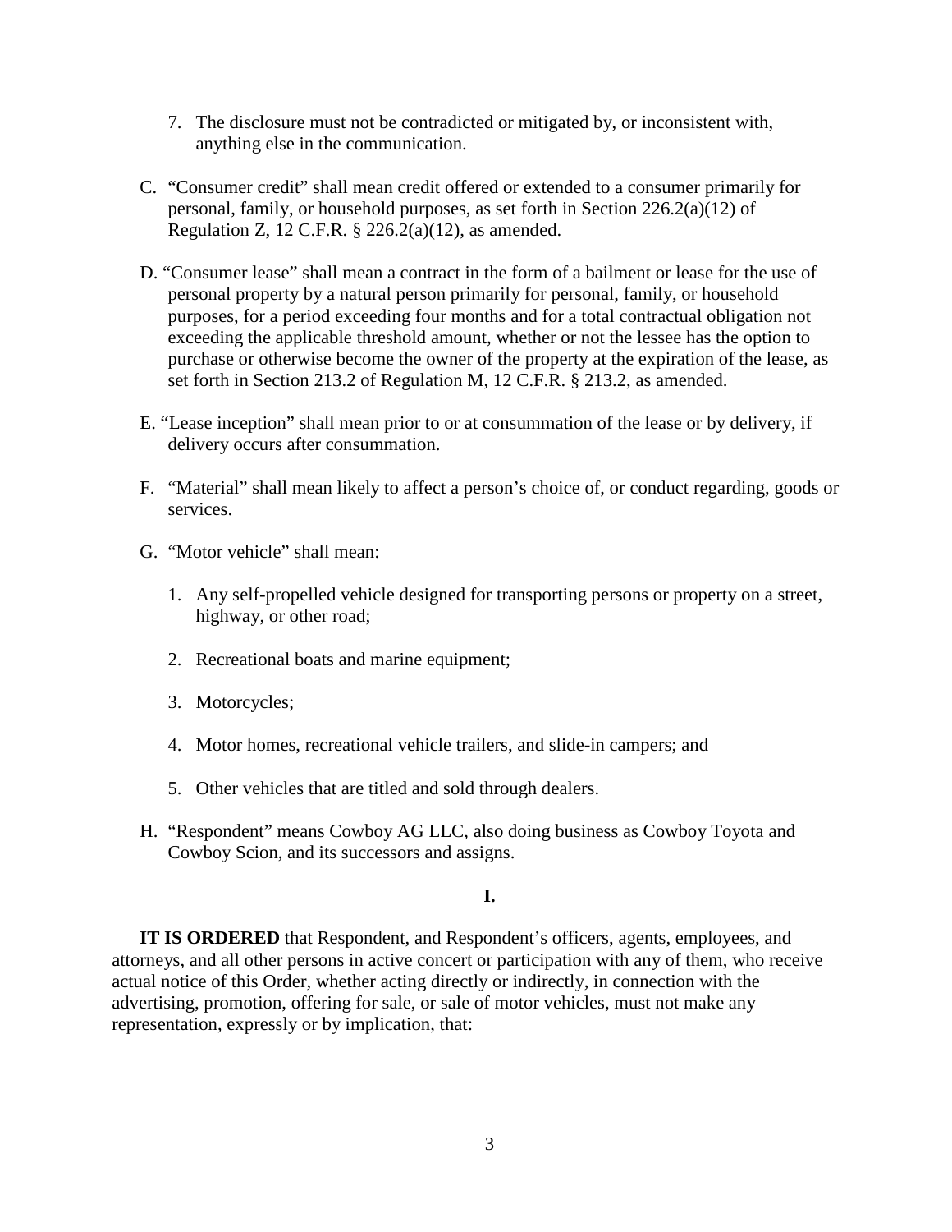7. The disclosure must not be contradicted or mitigated by, or inconsistent with, anything else in the communication.

C. "Consumer credit" shall mean credit offered or extended to a consumer primarily for personal, family, or household purposes, as set forth in Section 226.2(a)(12) of Regulation Z, 12 C.F.R. § 226.2(a)(12), as amended.

D. "Consumer lease" shall mean a contract in the form of a bailment or lease for the use of personal property by a natural person primarily for personal, family, or household purposes, for a period exceeding four months and for a total contractual obligation not exceeding the applicable threshold amount, whether or not the lessee has the option to purchase or otherwise become the owner of the property at the expiration of the lease, as set forth in Section 213.2 of Regulation M, 12 C.F.R. § 213.2, as amended.

E. "Lease inception" shall mean prior to or at consummation of the lease or by delivery, if delivery occurs after consummation.

F. "Material" shall mean likely to affect a person's choice of, or conduct regarding, goods or services.

G. "Motor vehicle" shall mean:

1. Any self-propelled vehicle designed for transporting persons or property on a street, highway, or other road;
2. Recreational boats and marine equipment;
3. Motorcycles;
4. Motor homes, recreational vehicle trailers, and slide-in campers; and
5. Other vehicles that are titled and sold through dealers.

H. "Respondent" means Cowboy AG LLC, also doing business as Cowboy Toyota and Cowboy Scion, and its successors and assigns.

**I.**

**IT IS ORDERED** that Respondent, and Respondent's officers, agents, employees, and attorneys, and all other persons in active concert or participation with any of them, who receive actual notice of this Order, whether acting directly or indirectly, in connection with the advertising, promotion, offering for sale, or sale of motor vehicles, must not make any representation, expressly or by implication, that: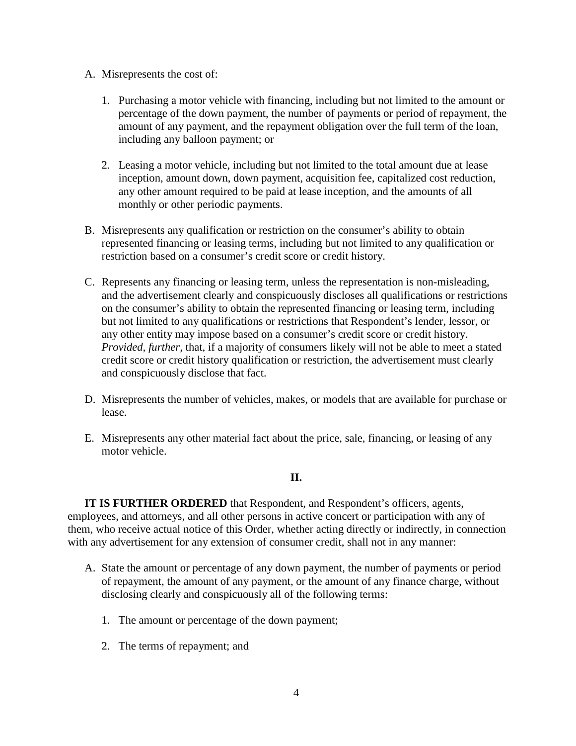A. Misrepresents the cost of:

   1. Purchasing a motor vehicle with financing, including but not limited to the amount or percentage of the down payment, the number of payments or period of repayment, the amount of any payment, and the repayment obligation over the full term of the loan, including any balloon payment; or

   2. Leasing a motor vehicle, including but not limited to the total amount due at lease inception, amount down, down payment, acquisition fee, capitalized cost reduction, any other amount required to be paid at lease inception, and the amounts of all monthly or other periodic payments.

B. Misrepresents any qualification or restriction on the consumer's ability to obtain represented financing or leasing terms, including but not limited to any qualification or restriction based on a consumer's credit score or credit history.

C. Represents any financing or leasing term, unless the representation is non-misleading, and the advertisement clearly and conspicuously discloses all qualifications or restrictions on the consumer's ability to obtain the represented financing or leasing term, including but not limited to any qualifications or restrictions that Respondent's lender, lessor, or any other entity may impose based on a consumer's credit score or credit history. *Provided, further,* that, if a majority of consumers likely will not be able to meet a stated credit score or credit history qualification or restriction, the advertisement must clearly and conspicuously disclose that fact.

D. Misrepresents the number of vehicles, makes, or models that are available for purchase or lease.

E. Misrepresents any other material fact about the price, sale, financing, or leasing of any motor vehicle.

**II.**

**IT IS FURTHER ORDERED** that Respondent, and Respondent's officers, agents, employees, and attorneys, and all other persons in active concert or participation with any of them, who receive actual notice of this Order, whether acting directly or indirectly, in connection with any advertisement for any extension of consumer credit, shall not in any manner:

A. State the amount or percentage of any down payment, the number of payments or period of repayment, the amount of any payment, or the amount of any finance charge, without disclosing clearly and conspicuously all of the following terms:

   1. The amount or percentage of the down payment;

   2. The terms of repayment; and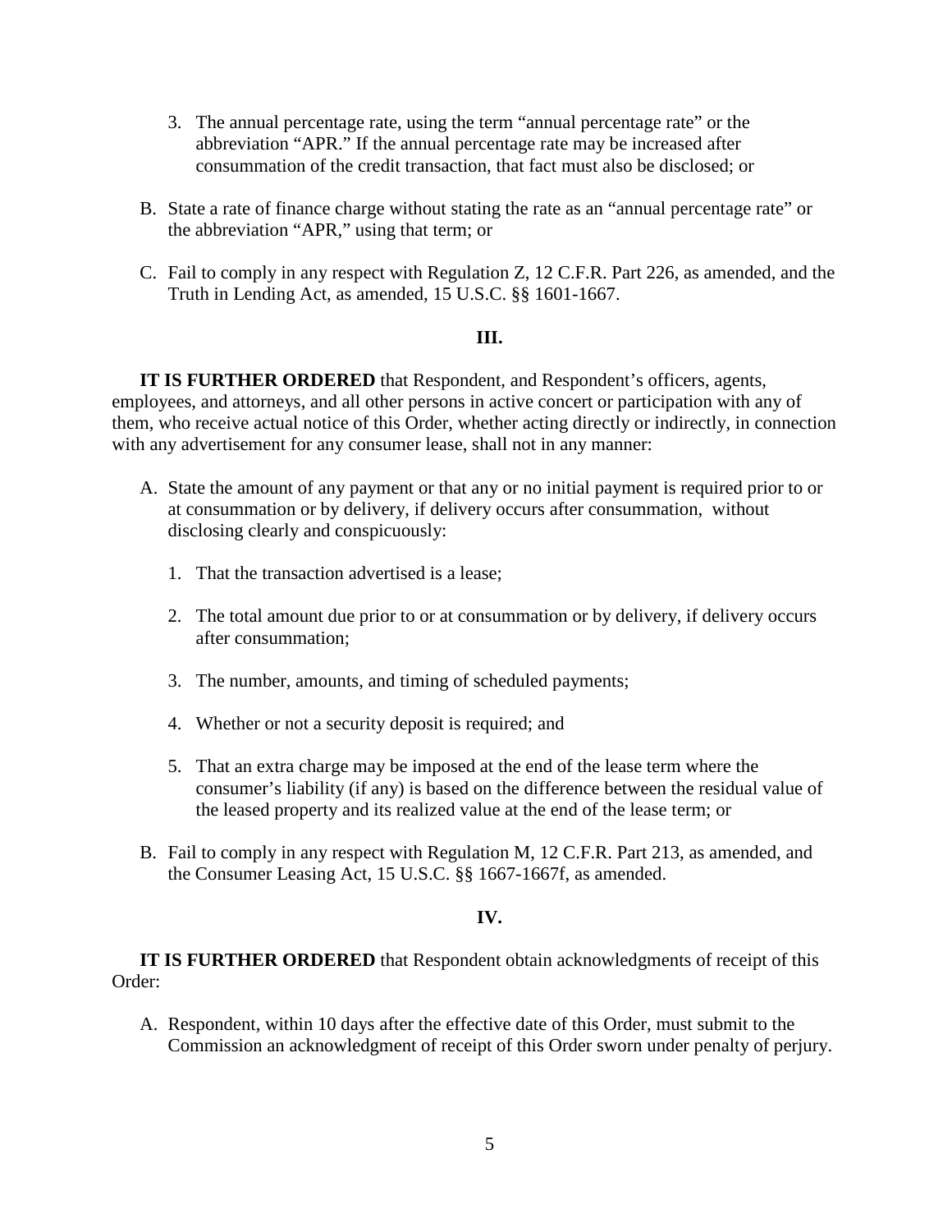3. The annual percentage rate, using the term "annual percentage rate" or the abbreviation "APR." If the annual percentage rate may be increased after consummation of the credit transaction, that fact must also be disclosed; or

B. State a rate of finance charge without stating the rate as an "annual percentage rate" or the abbreviation "APR," using that term; or

C. Fail to comply in any respect with Regulation Z, 12 C.F.R. Part 226, as amended, and the Truth in Lending Act, as amended, 15 U.S.C. §§ 1601-1667.

**III.**

**IT IS FURTHER ORDERED** that Respondent, and Respondent's officers, agents, employees, and attorneys, and all other persons in active concert or participation with any of them, who receive actual notice of this Order, whether acting directly or indirectly, in connection with any advertisement for any consumer lease, shall not in any manner:

A. State the amount of any payment or that any or no initial payment is required prior to or at consummation or by delivery, if delivery occurs after consummation, without disclosing clearly and conspicuously:

1. That the transaction advertised is a lease;

2. The total amount due prior to or at consummation or by delivery, if delivery occurs after consummation;

3. The number, amounts, and timing of scheduled payments;

4. Whether or not a security deposit is required; and

5. That an extra charge may be imposed at the end of the lease term where the consumer's liability (if any) is based on the difference between the residual value of the leased property and its realized value at the end of the lease term; or

B. Fail to comply in any respect with Regulation M, 12 C.F.R. Part 213, as amended, and the Consumer Leasing Act, 15 U.S.C. §§ 1667-1667f, as amended.

**IV.**

**IT IS FURTHER ORDERED** that Respondent obtain acknowledgments of receipt of this Order:

A. Respondent, within 10 days after the effective date of this Order, must submit to the Commission an acknowledgment of receipt of this Order sworn under penalty of perjury.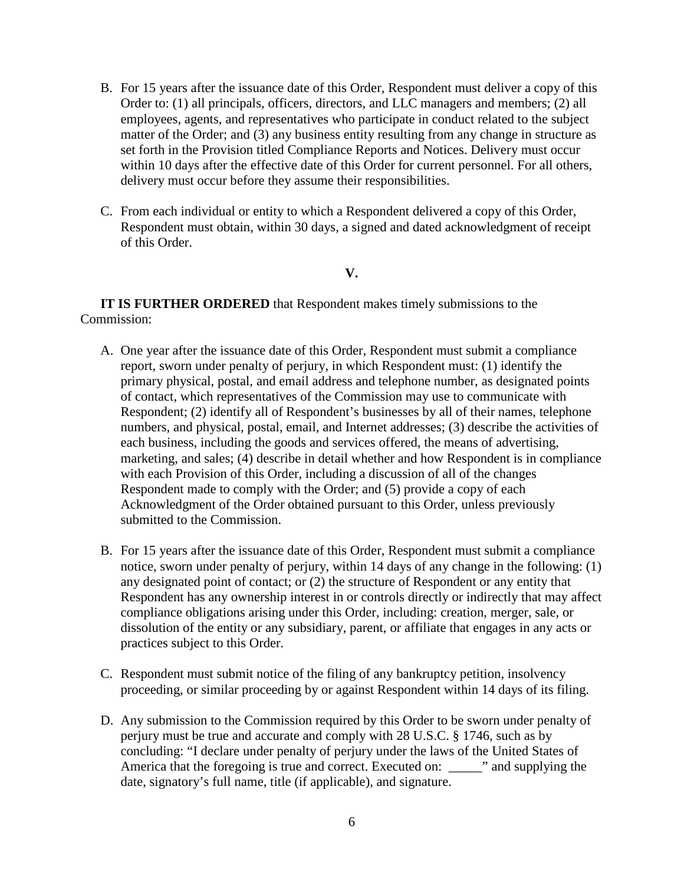B. For 15 years after the issuance date of this Order, Respondent must deliver a copy of this Order to: (1) all principals, officers, directors, and LLC managers and members; (2) all employees, agents, and representatives who participate in conduct related to the subject matter of the Order; and (3) any business entity resulting from any change in structure as set forth in the Provision titled Compliance Reports and Notices. Delivery must occur within 10 days after the effective date of this Order for current personnel. For all others, delivery must occur before they assume their responsibilities.

C. From each individual or entity to which a Respondent delivered a copy of this Order, Respondent must obtain, within 30 days, a signed and dated acknowledgment of receipt of this Order.

**V.**

**IT IS FURTHER ORDERED** that Respondent makes timely submissions to the Commission:

A. One year after the issuance date of this Order, Respondent must submit a compliance report, sworn under penalty of perjury, in which Respondent must: (1) identify the primary physical, postal, and email address and telephone number, as designated points of contact, which representatives of the Commission may use to communicate with Respondent; (2) identify all of Respondent's businesses by all of their names, telephone numbers, and physical, postal, email, and Internet addresses; (3) describe the activities of each business, including the goods and services offered, the means of advertising, marketing, and sales; (4) describe in detail whether and how Respondent is in compliance with each Provision of this Order, including a discussion of all of the changes Respondent made to comply with the Order; and (5) provide a copy of each Acknowledgment of the Order obtained pursuant to this Order, unless previously submitted to the Commission.

B. For 15 years after the issuance date of this Order, Respondent must submit a compliance notice, sworn under penalty of perjury, within 14 days of any change in the following: (1) any designated point of contact; or (2) the structure of Respondent or any entity that Respondent has any ownership interest in or controls directly or indirectly that may affect compliance obligations arising under this Order, including: creation, merger, sale, or dissolution of the entity or any subsidiary, parent, or affiliate that engages in any acts or practices subject to this Order.

C. Respondent must submit notice of the filing of any bankruptcy petition, insolvency proceeding, or similar proceeding by or against Respondent within 14 days of its filing.

D. Any submission to the Commission required by this Order to be sworn under penalty of perjury must be true and accurate and comply with 28 U.S.C. § 1746, such as by concluding: "I declare under penalty of perjury under the laws of the United States of America that the foregoing is true and correct. Executed on: _____" and supplying the date, signatory's full name, title (if applicable), and signature.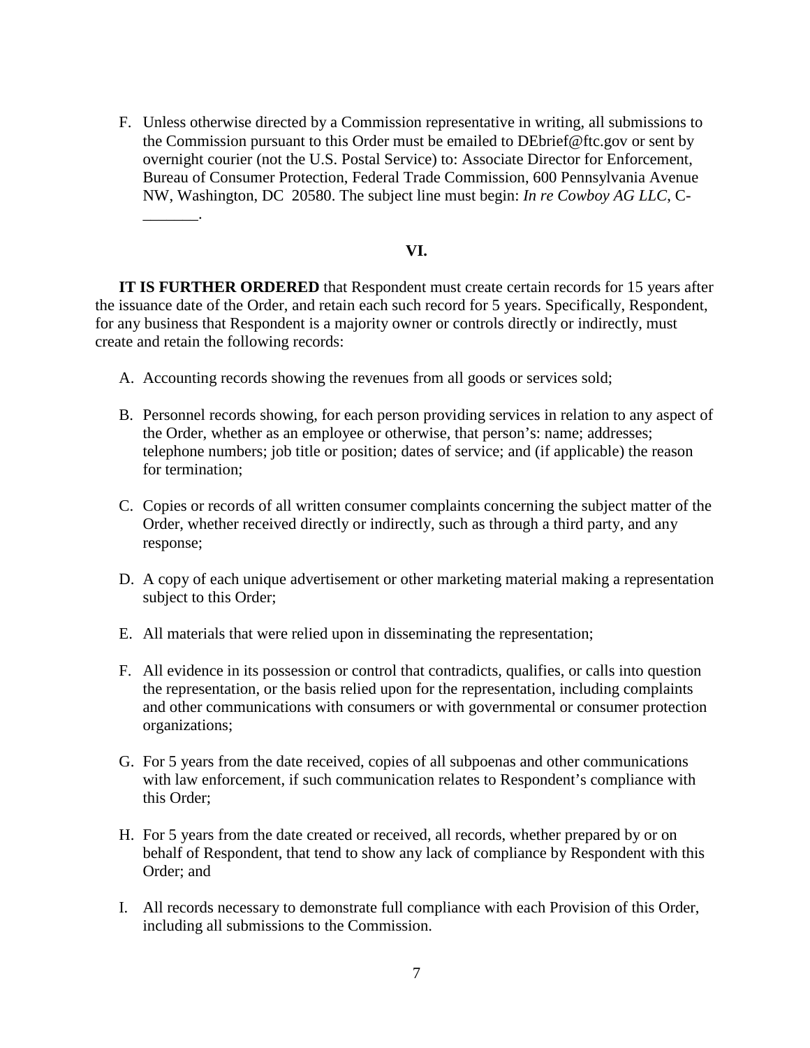F. Unless otherwise directed by a Commission representative in writing, all submissions to the Commission pursuant to this Order must be emailed to DEbrief@ftc.gov or sent by overnight courier (not the U.S. Postal Service) to: Associate Director for Enforcement, Bureau of Consumer Protection, Federal Trade Commission, 600 Pennsylvania Avenue NW, Washington, DC 20580. The subject line must begin: *In re Cowboy AG LLC*, C-_______.

## VI.

**IT IS FURTHER ORDERED** that Respondent must create certain records for 15 years after the issuance date of the Order, and retain each such record for 5 years. Specifically, Respondent, for any business that Respondent is a majority owner or controls directly or indirectly, must create and retain the following records:

A. Accounting records showing the revenues from all goods or services sold;

B. Personnel records showing, for each person providing services in relation to any aspect of the Order, whether as an employee or otherwise, that person's: name; addresses; telephone numbers; job title or position; dates of service; and (if applicable) the reason for termination;

C. Copies or records of all written consumer complaints concerning the subject matter of the Order, whether received directly or indirectly, such as through a third party, and any response;

D. A copy of each unique advertisement or other marketing material making a representation subject to this Order;

E. All materials that were relied upon in disseminating the representation;

F. All evidence in its possession or control that contradicts, qualifies, or calls into question the representation, or the basis relied upon for the representation, including complaints and other communications with consumers or with governmental or consumer protection organizations;

G. For 5 years from the date received, copies of all subpoenas and other communications with law enforcement, if such communication relates to Respondent's compliance with this Order;

H. For 5 years from the date created or received, all records, whether prepared by or on behalf of Respondent, that tend to show any lack of compliance by Respondent with this Order; and

I. All records necessary to demonstrate full compliance with each Provision of this Order, including all submissions to the Commission.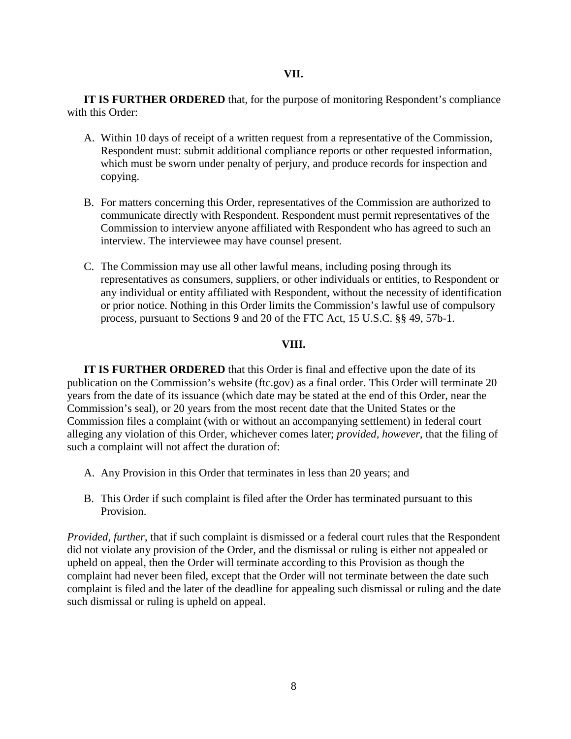## VII.

**IT IS FURTHER ORDERED** that, for the purpose of monitoring Respondent's compliance with this Order:

A. Within 10 days of receipt of a written request from a representative of the Commission, Respondent must: submit additional compliance reports or other requested information, which must be sworn under penalty of perjury, and produce records for inspection and copying.

B. For matters concerning this Order, representatives of the Commission are authorized to communicate directly with Respondent. Respondent must permit representatives of the Commission to interview anyone affiliated with Respondent who has agreed to such an interview. The interviewee may have counsel present.

C. The Commission may use all other lawful means, including posing through its representatives as consumers, suppliers, or other individuals or entities, to Respondent or any individual or entity affiliated with Respondent, without the necessity of identification or prior notice. Nothing in this Order limits the Commission's lawful use of compulsory process, pursuant to Sections 9 and 20 of the FTC Act, 15 U.S.C. §§ 49, 57b-1.

## VIII.

**IT IS FURTHER ORDERED** that this Order is final and effective upon the date of its publication on the Commission's website (ftc.gov) as a final order. This Order will terminate 20 years from the date of its issuance (which date may be stated at the end of this Order, near the Commission's seal), or 20 years from the most recent date that the United States or the Commission files a complaint (with or without an accompanying settlement) in federal court alleging any violation of this Order, whichever comes later; *provided, however*, that the filing of such a complaint will not affect the duration of:

A. Any Provision in this Order that terminates in less than 20 years; and

B. This Order if such complaint is filed after the Order has terminated pursuant to this Provision.

*Provided, further*, that if such complaint is dismissed or a federal court rules that the Respondent did not violate any provision of the Order, and the dismissal or ruling is either not appealed or upheld on appeal, then the Order will terminate according to this Provision as though the complaint had never been filed, except that the Order will not terminate between the date such complaint is filed and the later of the deadline for appealing such dismissal or ruling and the date such dismissal or ruling is upheld on appeal.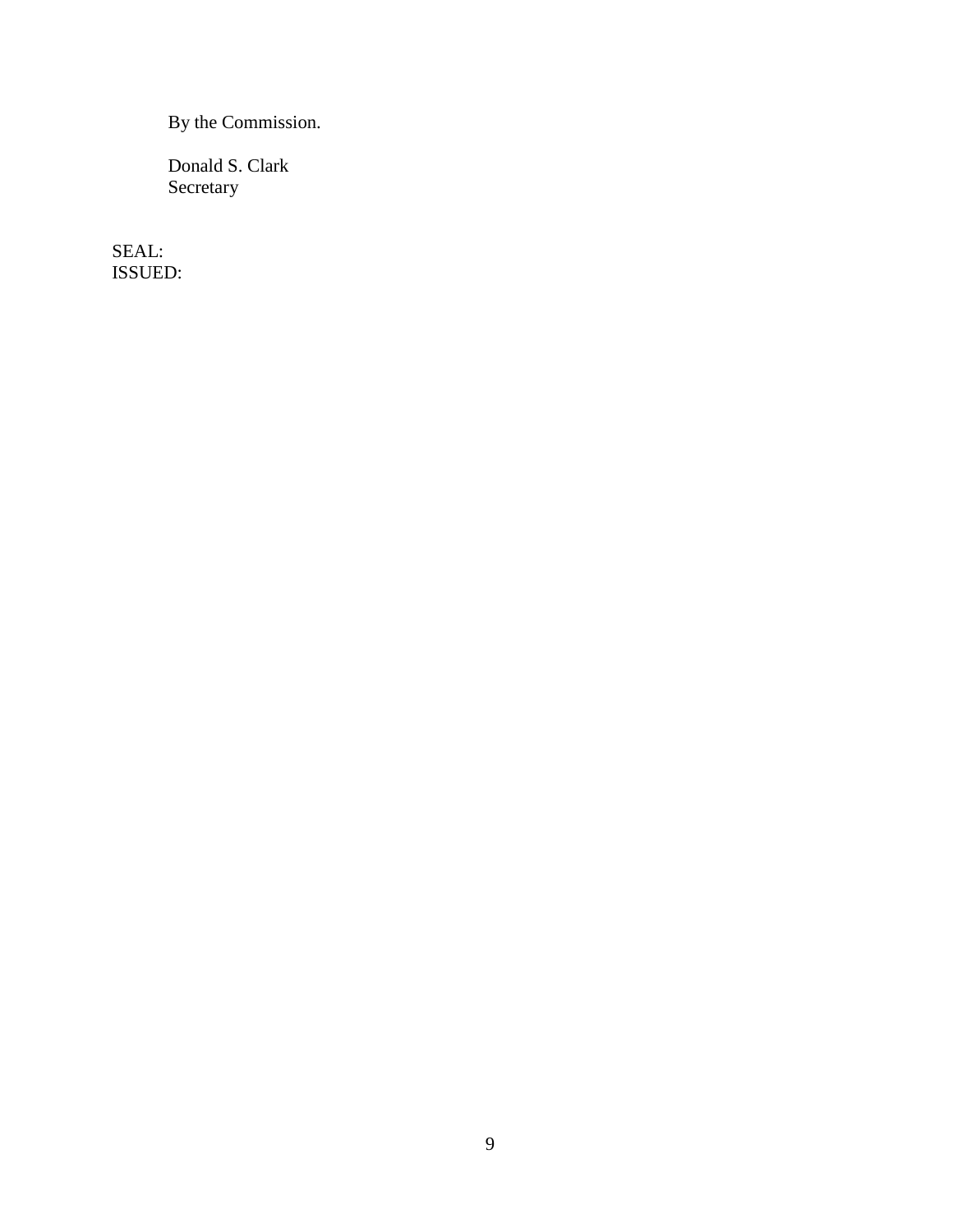By the Commission.

Donald S. Clark
Secretary

SEAL:
ISSUED: